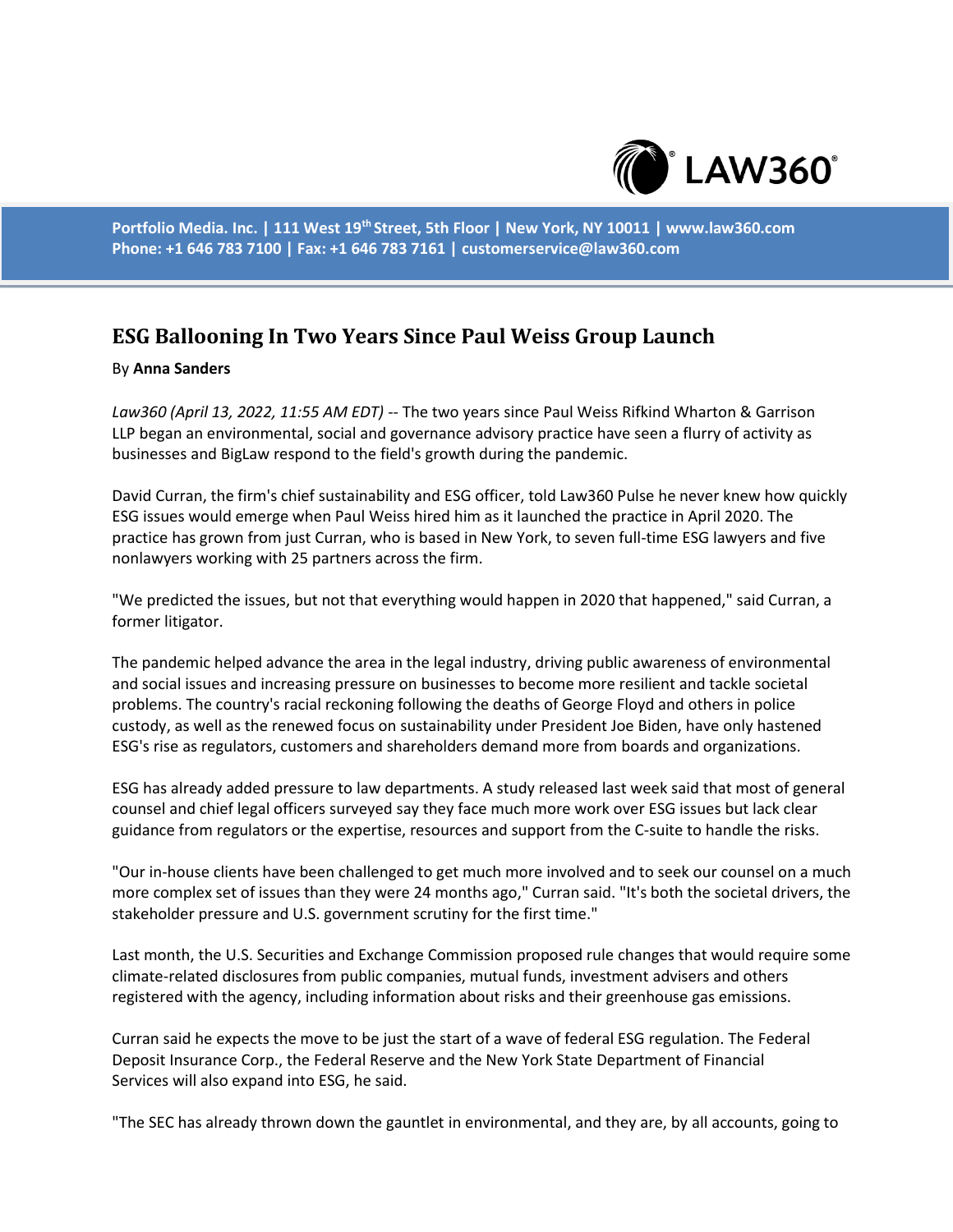Portfolio Media. Inc. | 111 West 19th Street, 5th Floor | New York, NY 10011 | www.law360.com
Phone: +1 646 783 7100 | Fax: +1 646 783 7161 | customerservice@law360.com

# ESG Ballooning In Two Years Since Paul Weiss Group Launch

By **Anna Sanders**

*Law360 (April 13, 2022, 11:55 AM EDT)* -- The two years since Paul Weiss Rifkind Wharton & Garrison LLP began an environmental, social and governance advisory practice have seen a flurry of activity as businesses and BigLaw respond to the field's growth during the pandemic.

David Curran, the firm's chief sustainability and ESG officer, told Law360 Pulse he never knew how quickly ESG issues would emerge when Paul Weiss hired him as it launched the practice in April 2020. The practice has grown from just Curran, who is based in New York, to seven full-time ESG lawyers and five nonlawyers working with 25 partners across the firm.

"We predicted the issues, but not that everything would happen in 2020 that happened," said Curran, a former litigator.

The pandemic helped advance the area in the legal industry, driving public awareness of environmental and social issues and increasing pressure on businesses to become more resilient and tackle societal problems. The country's racial reckoning following the deaths of George Floyd and others in police custody, as well as the renewed focus on sustainability under President Joe Biden, have only hastened ESG's rise as regulators, customers and shareholders demand more from boards and organizations.

ESG has already added pressure to law departments. A study released last week said that most of general counsel and chief legal officers surveyed say they face much more work over ESG issues but lack clear guidance from regulators or the expertise, resources and support from the C-suite to handle the risks.

"Our in-house clients have been challenged to get much more involved and to seek our counsel on a much more complex set of issues than they were 24 months ago," Curran said. "It's both the societal drivers, the stakeholder pressure and U.S. government scrutiny for the first time."

Last month, the U.S. Securities and Exchange Commission proposed rule changes that would require some climate-related disclosures from public companies, mutual funds, investment advisers and others registered with the agency, including information about risks and their greenhouse gas emissions.

Curran said he expects the move to be just the start of a wave of federal ESG regulation. The Federal Deposit Insurance Corp., the Federal Reserve and the New York State Department of Financial Services will also expand into ESG, he said.

"The SEC has already thrown down the gauntlet in environmental, and they are, by all accounts, going to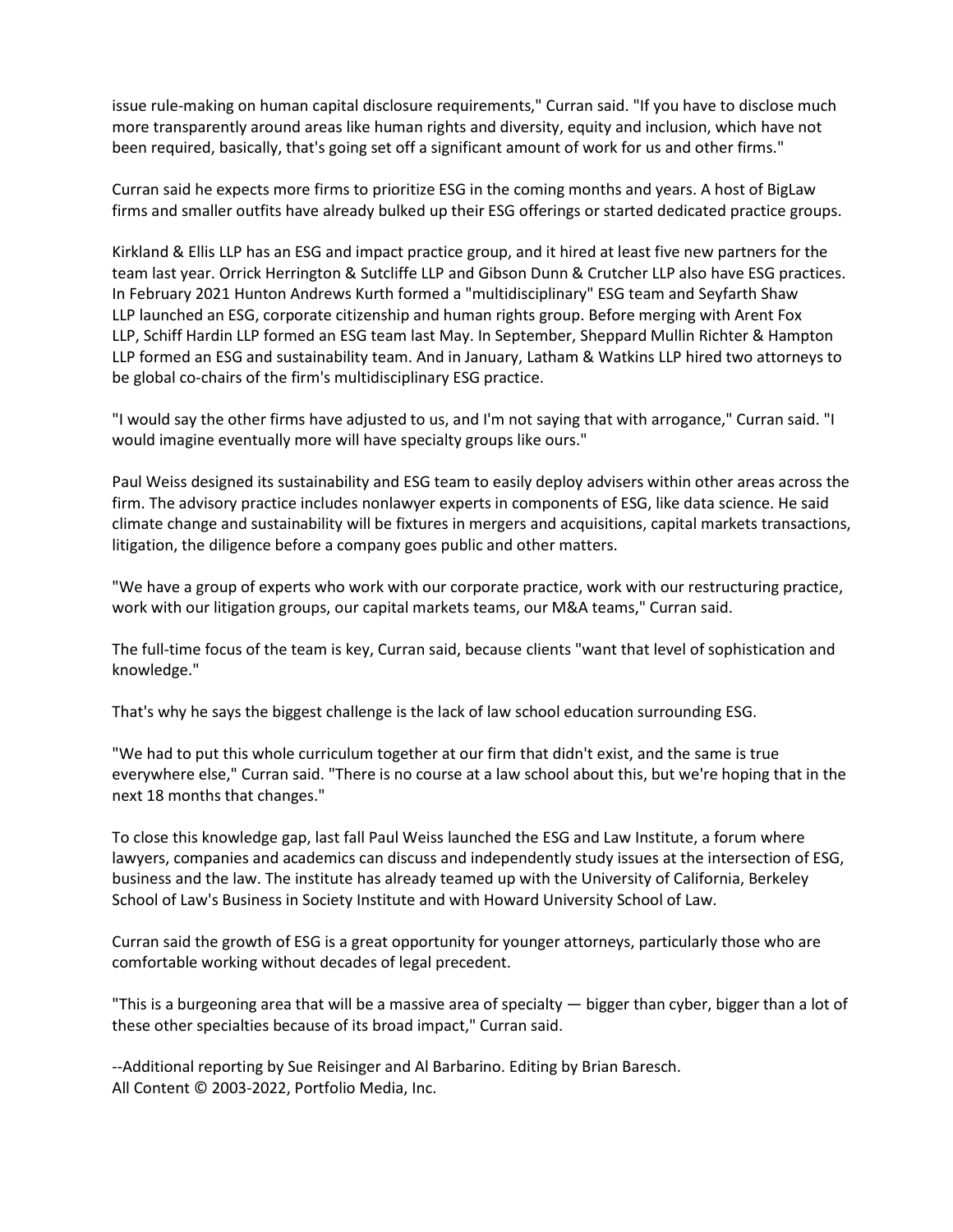issue rule-making on human capital disclosure requirements," Curran said. "If you have to disclose much more transparently around areas like human rights and diversity, equity and inclusion, which have not been required, basically, that's going set off a significant amount of work for us and other firms."

Curran said he expects more firms to prioritize ESG in the coming months and years. A host of BigLaw firms and smaller outfits have already bulked up their ESG offerings or started dedicated practice groups.

Kirkland & Ellis LLP has an ESG and impact practice group, and it hired at least five new partners for the team last year. Orrick Herrington & Sutcliffe LLP and Gibson Dunn & Crutcher LLP also have ESG practices. In February 2021 Hunton Andrews Kurth formed a "multidisciplinary" ESG team and Seyfarth Shaw LLP launched an ESG, corporate citizenship and human rights group. Before merging with Arent Fox LLP, Schiff Hardin LLP formed an ESG team last May. In September, Sheppard Mullin Richter & Hampton LLP formed an ESG and sustainability team. And in January, Latham & Watkins LLP hired two attorneys to be global co-chairs of the firm's multidisciplinary ESG practice.

"I would say the other firms have adjusted to us, and I'm not saying that with arrogance," Curran said. "I would imagine eventually more will have specialty groups like ours."

Paul Weiss designed its sustainability and ESG team to easily deploy advisers within other areas across the firm. The advisory practice includes nonlawyer experts in components of ESG, like data science. He said climate change and sustainability will be fixtures in mergers and acquisitions, capital markets transactions, litigation, the diligence before a company goes public and other matters.

"We have a group of experts who work with our corporate practice, work with our restructuring practice, work with our litigation groups, our capital markets teams, our M&A teams," Curran said.

The full-time focus of the team is key, Curran said, because clients "want that level of sophistication and knowledge."

That's why he says the biggest challenge is the lack of law school education surrounding ESG.

"We had to put this whole curriculum together at our firm that didn't exist, and the same is true everywhere else," Curran said. "There is no course at a law school about this, but we're hoping that in the next 18 months that changes."

To close this knowledge gap, last fall Paul Weiss launched the ESG and Law Institute, a forum where lawyers, companies and academics can discuss and independently study issues at the intersection of ESG, business and the law. The institute has already teamed up with the University of California, Berkeley School of Law's Business in Society Institute and with Howard University School of Law.

Curran said the growth of ESG is a great opportunity for younger attorneys, particularly those who are comfortable working without decades of legal precedent.

"This is a burgeoning area that will be a massive area of specialty — bigger than cyber, bigger than a lot of these other specialties because of its broad impact," Curran said.

--Additional reporting by Sue Reisinger and Al Barbarino. Editing by Brian Baresch.
All Content © 2003-2022, Portfolio Media, Inc.